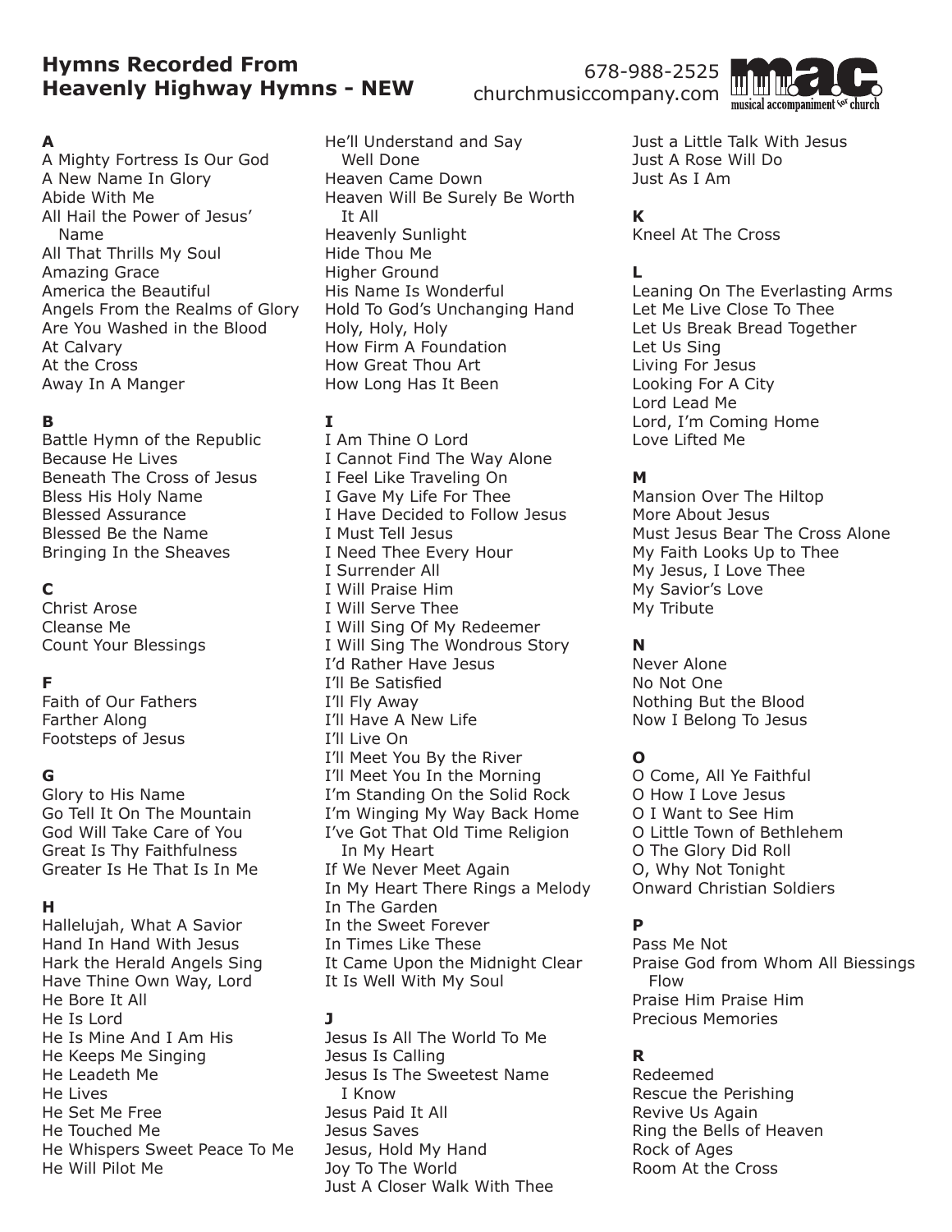# Hymns Recorded From Heavenly Highway Hymns - NEW

678-988-2525
churchmusiccompany.com

m.a.c. musical accompaniment for church

**A**

A Mighty Fortress Is Our God
A New Name In Glory
Abide With Me
All Hail the Power of Jesus' Name
All That Thrills My Soul
Amazing Grace
America the Beautiful
Angels From the Realms of Glory
Are You Washed in the Blood
At Calvary
At the Cross
Away In A Manger

**B**

Battle Hymn of the Republic
Because He Lives
Beneath The Cross of Jesus
Bless His Holy Name
Blessed Assurance
Blessed Be the Name
Bringing In the Sheaves

**C**

Christ Arose
Cleanse Me
Count Your Blessings

**F**

Faith of Our Fathers
Farther Along
Footsteps of Jesus

**G**

Glory to His Name
Go Tell It On The Mountain
God Will Take Care of You
Great Is Thy Faithfulness
Greater Is He That Is In Me

**H**

Hallelujah, What A Savior
Hand In Hand With Jesus
Hark the Herald Angels Sing
Have Thine Own Way, Lord
He Bore It All
He Is Lord
He Is Mine And I Am His
He Keeps Me Singing
He Leadeth Me
He Lives
He Set Me Free
He Touched Me
He Whispers Sweet Peace To Me
He Will Pilot Me
He'll Understand and Say Well Done
Heaven Came Down
Heaven Will Be Surely Be Worth It All
Heavenly Sunlight
Hide Thou Me
Higher Ground
His Name Is Wonderful
Hold To God's Unchanging Hand
Holy, Holy, Holy
How Firm A Foundation
How Great Thou Art
How Long Has It Been

**I**

I Am Thine O Lord
I Cannot Find The Way Alone
I Feel Like Traveling On
I Gave My Life For Thee
I Have Decided to Follow Jesus
I Must Tell Jesus
I Need Thee Every Hour
I Surrender All
I Will Praise Him
I Will Serve Thee
I Will Sing Of My Redeemer
I Will Sing The Wondrous Story
I'd Rather Have Jesus
I'll Be Satisfied
I'll Fly Away
I'll Have A New Life
I'll Live On
I'll Meet You By the River
I'll Meet You In the Morning
I'm Standing On the Solid Rock
I'm Winging My Way Back Home
I've Got That Old Time Religion In My Heart
If We Never Meet Again
In My Heart There Rings a Melody
In The Garden
In the Sweet Forever
In Times Like These
It Came Upon the Midnight Clear
It Is Well With My Soul

**J**

Jesus Is All The World To Me
Jesus Is Calling
Jesus Is The Sweetest Name I Know
Jesus Paid It All
Jesus Saves
Jesus, Hold My Hand
Joy To The World
Just A Closer Walk With Thee
Just a Little Talk With Jesus
Just A Rose Will Do
Just As I Am

**K**

Kneel At The Cross

**L**

Leaning On The Everlasting Arms
Let Me Live Close To Thee
Let Us Break Bread Together
Let Us Sing
Living For Jesus
Looking For A City
Lord Lead Me
Lord, I'm Coming Home
Love Lifted Me

**M**

Mansion Over The Hiltop
More About Jesus
Must Jesus Bear The Cross Alone
My Faith Looks Up to Thee
My Jesus, I Love Thee
My Savior's Love
My Tribute

**N**

Never Alone
No Not One
Nothing But the Blood
Now I Belong To Jesus

**O**

O Come, All Ye Faithful
O How I Love Jesus
O I Want to See Him
O Little Town of Bethlehem
O The Glory Did Roll
O, Why Not Tonight
Onward Christian Soldiers

**P**

Pass Me Not
Praise God from Whom All Biessings Flow
Praise Him Praise Him
Precious Memories

**R**

Redeemed
Rescue the Perishing
Revive Us Again
Ring the Bells of Heaven
Rock of Ages
Room At the Cross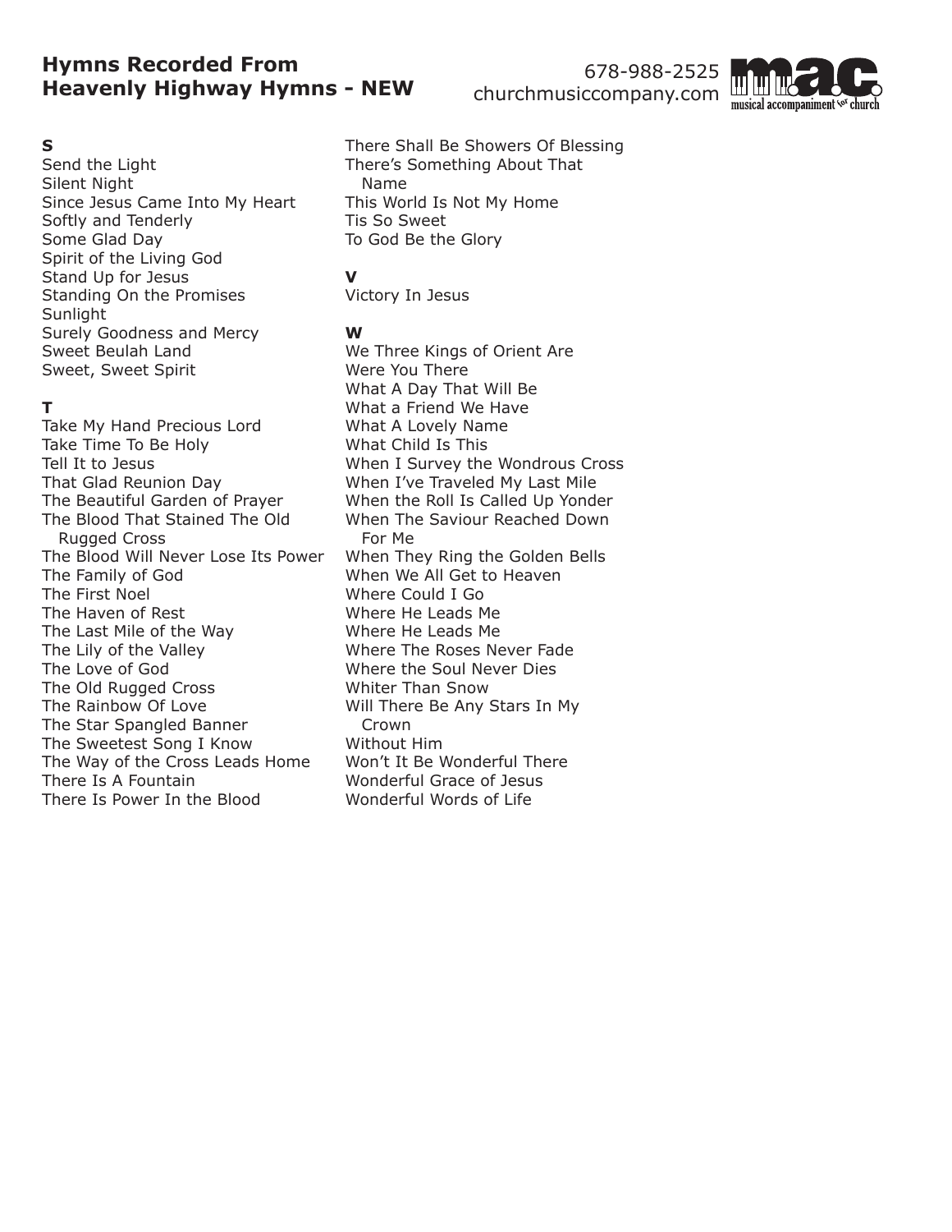## Hymns Recorded From Heavenly Highway Hymns - NEW

678-988-2525
churchmusiccompany.com

**S**

Send the Light
Silent Night
Since Jesus Came Into My Heart
Softly and Tenderly
Some Glad Day
Spirit of the Living God
Stand Up for Jesus
Standing On the Promises
Sunlight
Surely Goodness and Mercy
Sweet Beulah Land
Sweet, Sweet Spirit

**T**

Take My Hand Precious Lord
Take Time To Be Holy
Tell It to Jesus
That Glad Reunion Day
The Beautiful Garden of Prayer
The Blood That Stained The Old Rugged Cross
The Blood Will Never Lose Its Power
The Family of God
The First Noel
The Haven of Rest
The Last Mile of the Way
The Lily of the Valley
The Love of God
The Old Rugged Cross
The Rainbow Of Love
The Star Spangled Banner
The Sweetest Song I Know
The Way of the Cross Leads Home
There Is A Fountain
There Is Power In the Blood
There Shall Be Showers Of Blessing
There's Something About That Name
This World Is Not My Home
Tis So Sweet
To God Be the Glory

**V**

Victory In Jesus

**W**

We Three Kings of Orient Are
Were You There
What A Day That Will Be
What a Friend We Have
What A Lovely Name
What Child Is This
When I Survey the Wondrous Cross
When I've Traveled My Last Mile
When the Roll Is Called Up Yonder
When The Saviour Reached Down For Me
When They Ring the Golden Bells
When We All Get to Heaven
Where Could I Go
Where He Leads Me
Where He Leads Me
Where The Roses Never Fade
Where the Soul Never Dies
Whiter Than Snow
Will There Be Any Stars In My Crown
Without Him
Won't It Be Wonderful There
Wonderful Grace of Jesus
Wonderful Words of Life